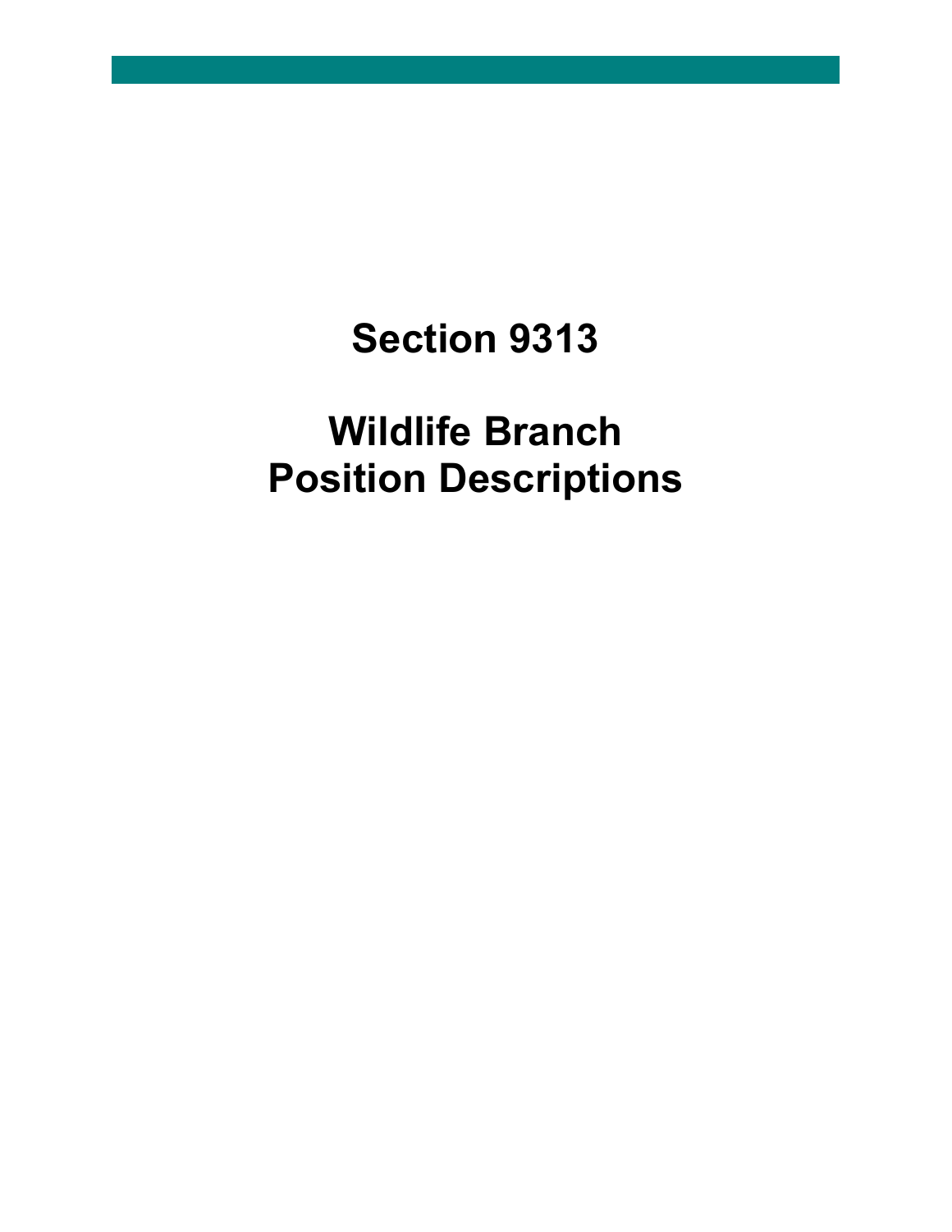# Section 9313

# Wildlife Branch Position Descriptions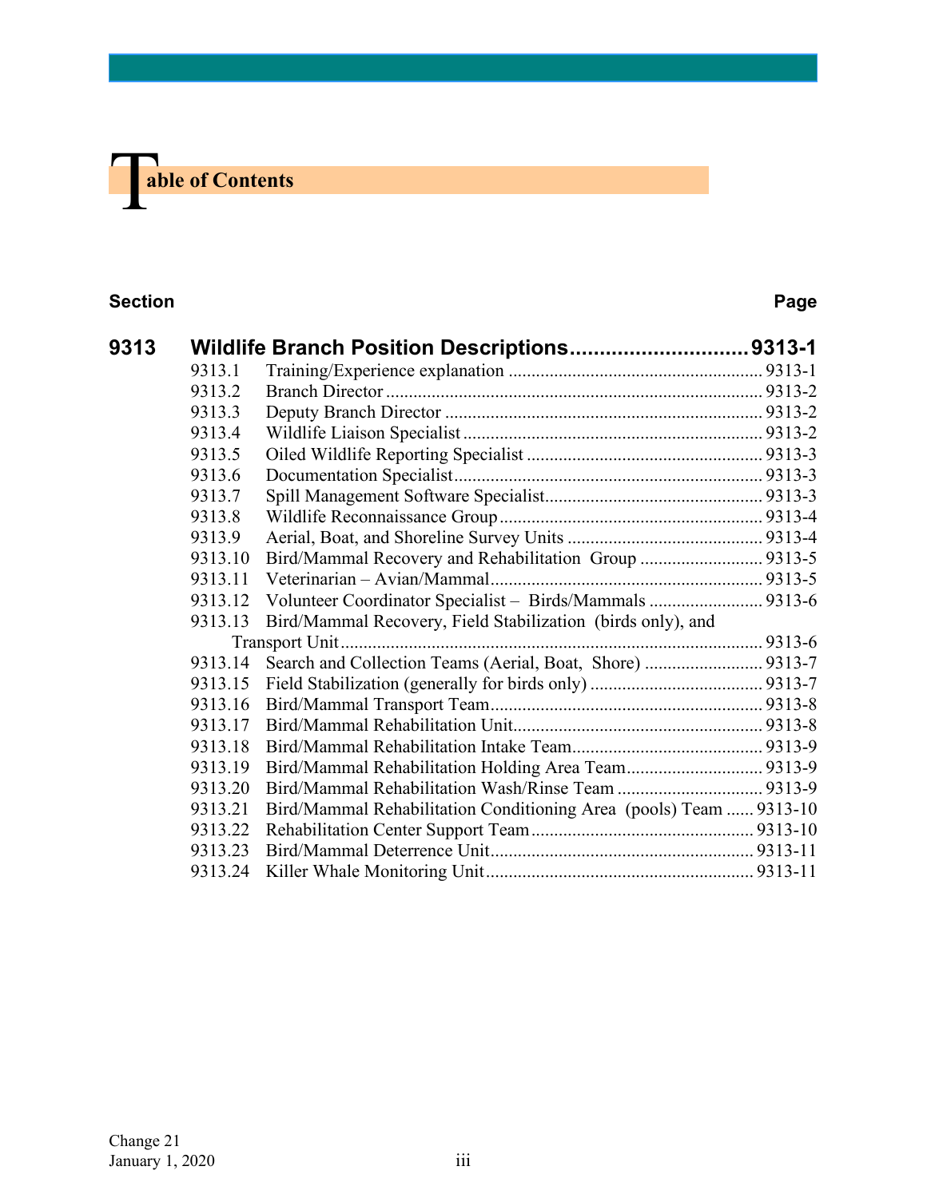# Table of Contents

| Section | | Page |
|---|---|---|
| **9313** | **Wildlife Branch Position Descriptions** | **9313-1** |
| 9313.1 | Training/Experience explanation | 9313-1 |
| 9313.2 | Branch Director | 9313-2 |
| 9313.3 | Deputy Branch Director | 9313-2 |
| 9313.4 | Wildlife Liaison Specialist | 9313-2 |
| 9313.5 | Oiled Wildlife Reporting Specialist | 9313-3 |
| 9313.6 | Documentation Specialist | 9313-3 |
| 9313.7 | Spill Management Software Specialist | 9313-3 |
| 9313.8 | Wildlife Reconnaissance Group | 9313-4 |
| 9313.9 | Aerial, Boat, and Shoreline Survey Units | 9313-4 |
| 9313.10 | Bird/Mammal Recovery and Rehabilitation Group | 9313-5 |
| 9313.11 | Veterinarian – Avian/Mammal | 9313-5 |
| 9313.12 | Volunteer Coordinator Specialist – Birds/Mammals | 9313-6 |
| 9313.13 | Bird/Mammal Recovery, Field Stabilization (birds only), and Transport Unit | 9313-6 |
| 9313.14 | Search and Collection Teams (Aerial, Boat, Shore) | 9313-7 |
| 9313.15 | Field Stabilization (generally for birds only) | 9313-7 |
| 9313.16 | Bird/Mammal Transport Team | 9313-8 |
| 9313.17 | Bird/Mammal Rehabilitation Unit | 9313-8 |
| 9313.18 | Bird/Mammal Rehabilitation Intake Team | 9313-9 |
| 9313.19 | Bird/Mammal Rehabilitation Holding Area Team | 9313-9 |
| 9313.20 | Bird/Mammal Rehabilitation Wash/Rinse Team | 9313-9 |
| 9313.21 | Bird/Mammal Rehabilitation Conditioning Area (pools) Team | 9313-10 |
| 9313.22 | Rehabilitation Center Support Team | 9313-10 |
| 9313.23 | Bird/Mammal Deterrence Unit | 9313-11 |
| 9313.24 | Killer Whale Monitoring Unit | 9313-11 |

Change 21
January 1, 2020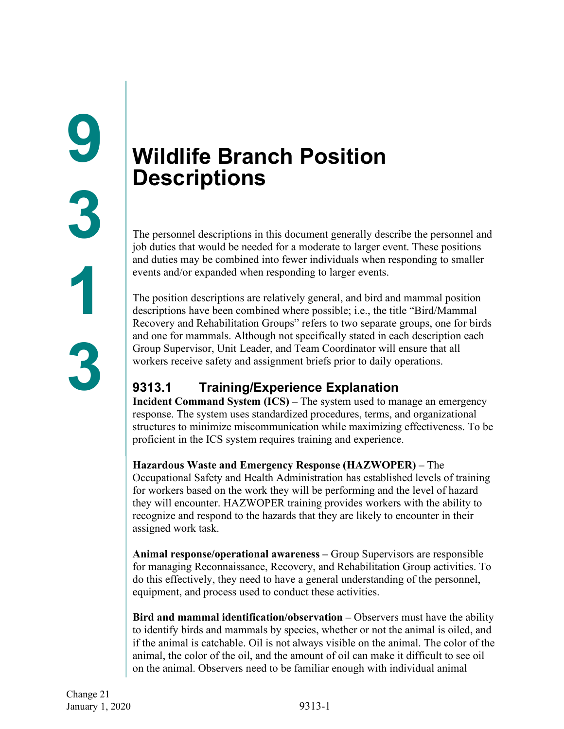# 9313 Wildlife Branch Position Descriptions

The personnel descriptions in this document generally describe the personnel and job duties that would be needed for a moderate to larger event. These positions and duties may be combined into fewer individuals when responding to smaller events and/or expanded when responding to larger events.

The position descriptions are relatively general, and bird and mammal position descriptions have been combined where possible; i.e., the title "Bird/Mammal Recovery and Rehabilitation Groups" refers to two separate groups, one for birds and one for mammals. Although not specifically stated in each description each Group Supervisor, Unit Leader, and Team Coordinator will ensure that all workers receive safety and assignment briefs prior to daily operations.

## 9313.1 Training/Experience Explanation

**Incident Command System (ICS) –** The system used to manage an emergency response. The system uses standardized procedures, terms, and organizational structures to minimize miscommunication while maximizing effectiveness. To be proficient in the ICS system requires training and experience.

**Hazardous Waste and Emergency Response (HAZWOPER) –** The Occupational Safety and Health Administration has established levels of training for workers based on the work they will be performing and the level of hazard they will encounter. HAZWOPER training provides workers with the ability to recognize and respond to the hazards that they are likely to encounter in their assigned work task.

**Animal response/operational awareness –** Group Supervisors are responsible for managing Reconnaissance, Recovery, and Rehabilitation Group activities. To do this effectively, they need to have a general understanding of the personnel, equipment, and process used to conduct these activities.

**Bird and mammal identification/observation –** Observers must have the ability to identify birds and mammals by species, whether or not the animal is oiled, and if the animal is catchable. Oil is not always visible on the animal. The color of the animal, the color of the oil, and the amount of oil can make it difficult to see oil on the animal. Observers need to be familiar enough with individual animal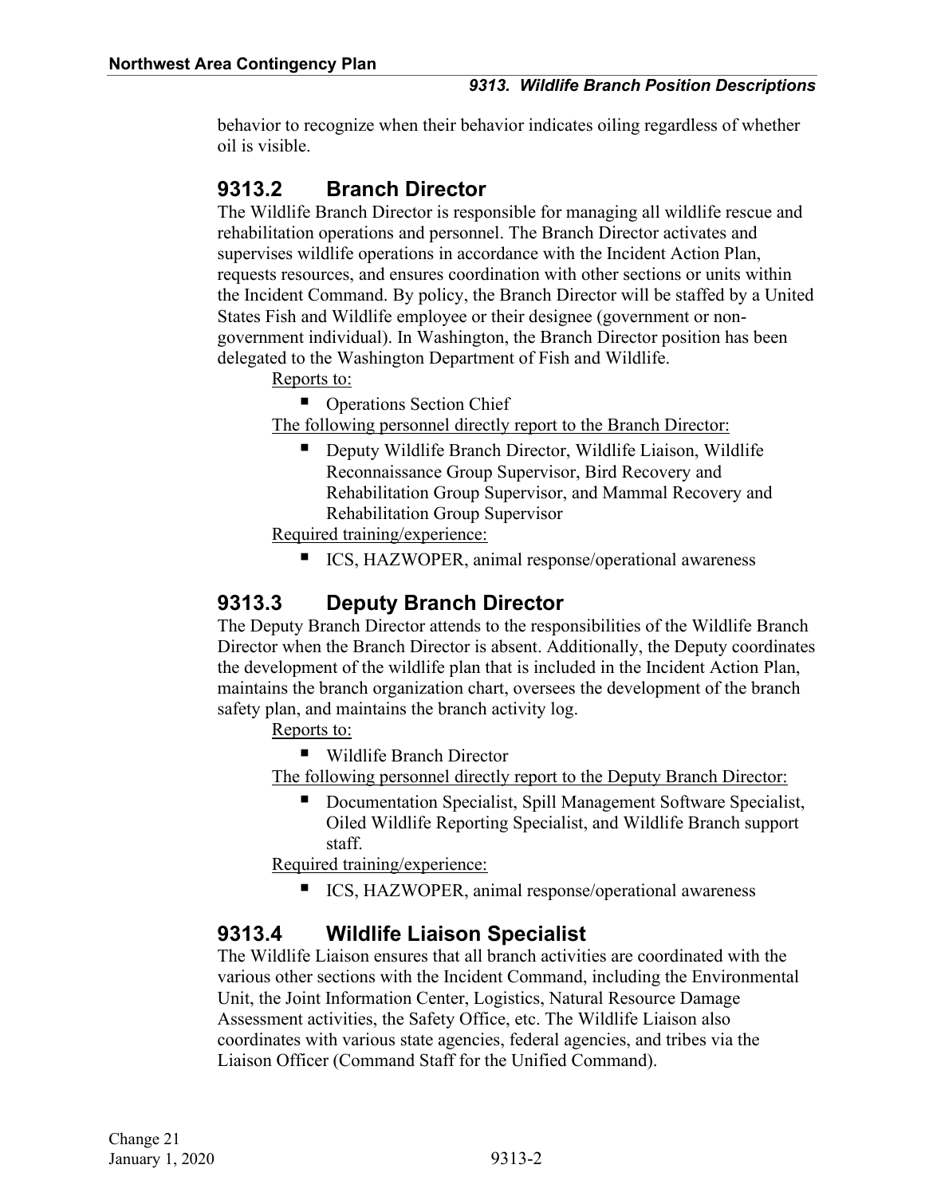behavior to recognize when their behavior indicates oiling regardless of whether oil is visible.

## 9313.2 Branch Director

The Wildlife Branch Director is responsible for managing all wildlife rescue and rehabilitation operations and personnel. The Branch Director activates and supervises wildlife operations in accordance with the Incident Action Plan, requests resources, and ensures coordination with other sections or units within the Incident Command. By policy, the Branch Director will be staffed by a United States Fish and Wildlife employee or their designee (government or non-government individual). In Washington, the Branch Director position has been delegated to the Washington Department of Fish and Wildlife.

Reports to:

- Operations Section Chief

The following personnel directly report to the Branch Director:

- Deputy Wildlife Branch Director, Wildlife Liaison, Wildlife Reconnaissance Group Supervisor, Bird Recovery and Rehabilitation Group Supervisor, and Mammal Recovery and Rehabilitation Group Supervisor

Required training/experience:

- ICS, HAZWOPER, animal response/operational awareness

## 9313.3 Deputy Branch Director

The Deputy Branch Director attends to the responsibilities of the Wildlife Branch Director when the Branch Director is absent. Additionally, the Deputy coordinates the development of the wildlife plan that is included in the Incident Action Plan, maintains the branch organization chart, oversees the development of the branch safety plan, and maintains the branch activity log.

Reports to:

- Wildlife Branch Director

The following personnel directly report to the Deputy Branch Director:

- Documentation Specialist, Spill Management Software Specialist, Oiled Wildlife Reporting Specialist, and Wildlife Branch support staff.

Required training/experience:

- ICS, HAZWOPER, animal response/operational awareness

## 9313.4 Wildlife Liaison Specialist

The Wildlife Liaison ensures that all branch activities are coordinated with the various other sections with the Incident Command, including the Environmental Unit, the Joint Information Center, Logistics, Natural Resource Damage Assessment activities, the Safety Office, etc. The Wildlife Liaison also coordinates with various state agencies, federal agencies, and tribes via the Liaison Officer (Command Staff for the Unified Command).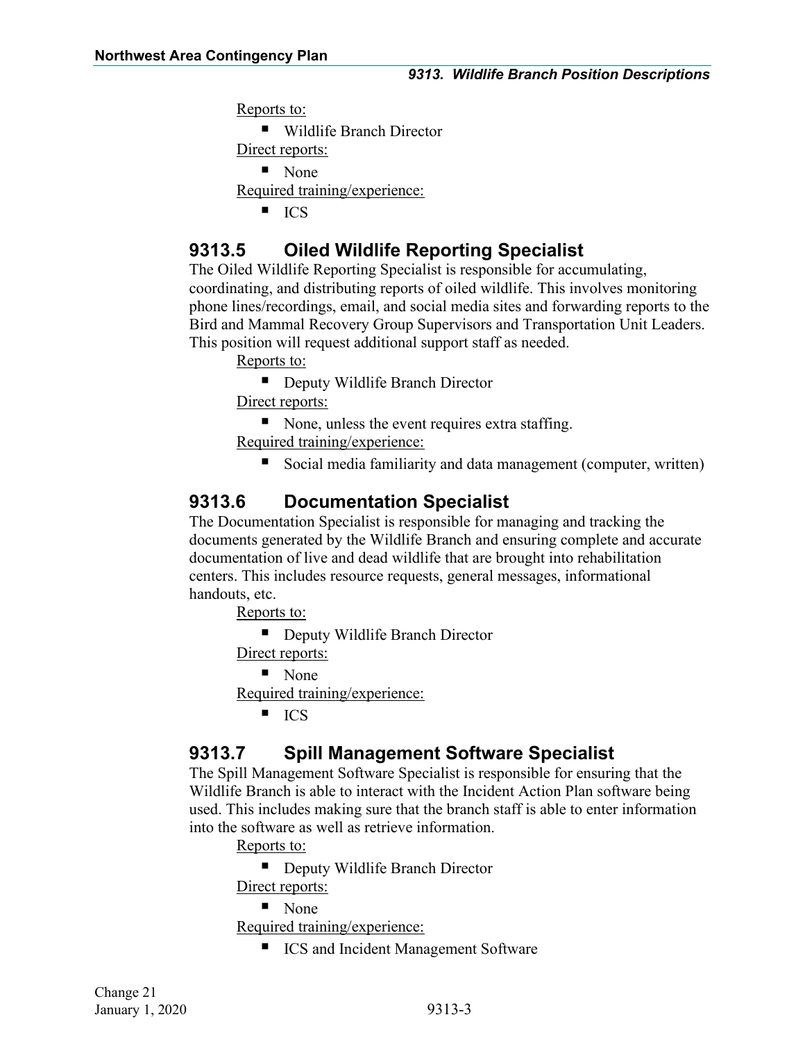Reports to:

- Wildlife Branch Director

Direct reports:

- None

Required training/experience:

- ICS

## 9313.5 Oiled Wildlife Reporting Specialist

The Oiled Wildlife Reporting Specialist is responsible for accumulating, coordinating, and distributing reports of oiled wildlife. This involves monitoring phone lines/recordings, email, and social media sites and forwarding reports to the Bird and Mammal Recovery Group Supervisors and Transportation Unit Leaders. This position will request additional support staff as needed.

Reports to:

- Deputy Wildlife Branch Director

Direct reports:

- None, unless the event requires extra staffing.

Required training/experience:

- Social media familiarity and data management (computer, written)

## 9313.6 Documentation Specialist

The Documentation Specialist is responsible for managing and tracking the documents generated by the Wildlife Branch and ensuring complete and accurate documentation of live and dead wildlife that are brought into rehabilitation centers. This includes resource requests, general messages, informational handouts, etc.

Reports to:

- Deputy Wildlife Branch Director

Direct reports:

- None

Required training/experience:

- ICS

## 9313.7 Spill Management Software Specialist

The Spill Management Software Specialist is responsible for ensuring that the Wildlife Branch is able to interact with the Incident Action Plan software being used. This includes making sure that the branch staff is able to enter information into the software as well as retrieve information.

Reports to:

- Deputy Wildlife Branch Director

Direct reports:

- None

Required training/experience:

- ICS and Incident Management Software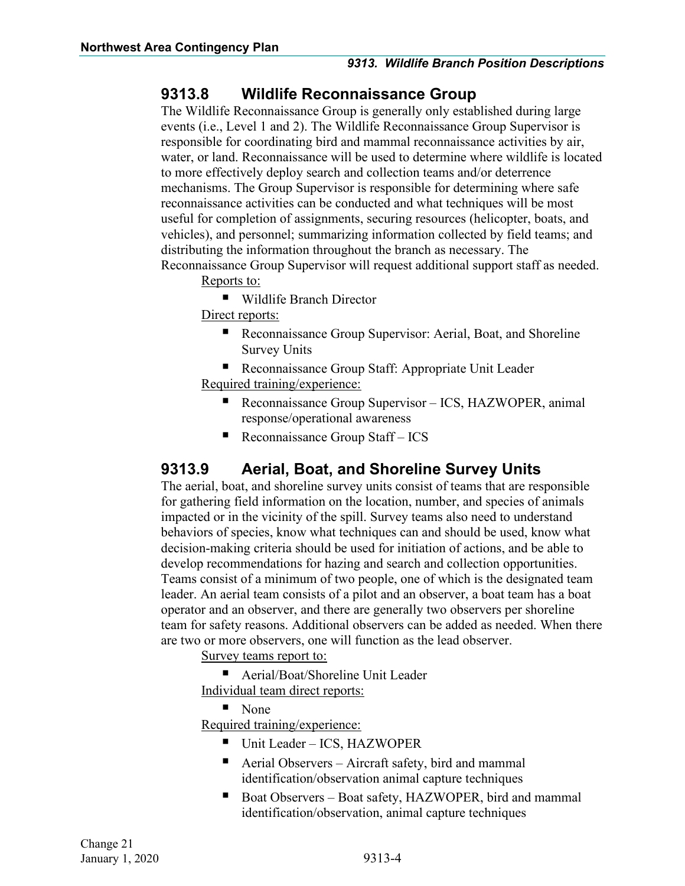## 9313.8 Wildlife Reconnaissance Group

The Wildlife Reconnaissance Group is generally only established during large events (i.e., Level 1 and 2). The Wildlife Reconnaissance Group Supervisor is responsible for coordinating bird and mammal reconnaissance activities by air, water, or land. Reconnaissance will be used to determine where wildlife is located to more effectively deploy search and collection teams and/or deterrence mechanisms. The Group Supervisor is responsible for determining where safe reconnaissance activities can be conducted and what techniques will be most useful for completion of assignments, securing resources (helicopter, boats, and vehicles), and personnel; summarizing information collected by field teams; and distributing the information throughout the branch as necessary. The Reconnaissance Group Supervisor will request additional support staff as needed.

Reports to:

- Wildlife Branch Director

Direct reports:

- Reconnaissance Group Supervisor: Aerial, Boat, and Shoreline Survey Units
- Reconnaissance Group Staff: Appropriate Unit Leader

Required training/experience:

- Reconnaissance Group Supervisor – ICS, HAZWOPER, animal response/operational awareness
- Reconnaissance Group Staff – ICS

## 9313.9 Aerial, Boat, and Shoreline Survey Units

The aerial, boat, and shoreline survey units consist of teams that are responsible for gathering field information on the location, number, and species of animals impacted or in the vicinity of the spill. Survey teams also need to understand behaviors of species, know what techniques can and should be used, know what decision-making criteria should be used for initiation of actions, and be able to develop recommendations for hazing and search and collection opportunities. Teams consist of a minimum of two people, one of which is the designated team leader. An aerial team consists of a pilot and an observer, a boat team has a boat operator and an observer, and there are generally two observers per shoreline team for safety reasons. Additional observers can be added as needed. When there are two or more observers, one will function as the lead observer.

Survey teams report to:

- Aerial/Boat/Shoreline Unit Leader

Individual team direct reports:

- None

Required training/experience:

- Unit Leader – ICS, HAZWOPER
- Aerial Observers – Aircraft safety, bird and mammal identification/observation animal capture techniques
- Boat Observers – Boat safety, HAZWOPER, bird and mammal identification/observation, animal capture techniques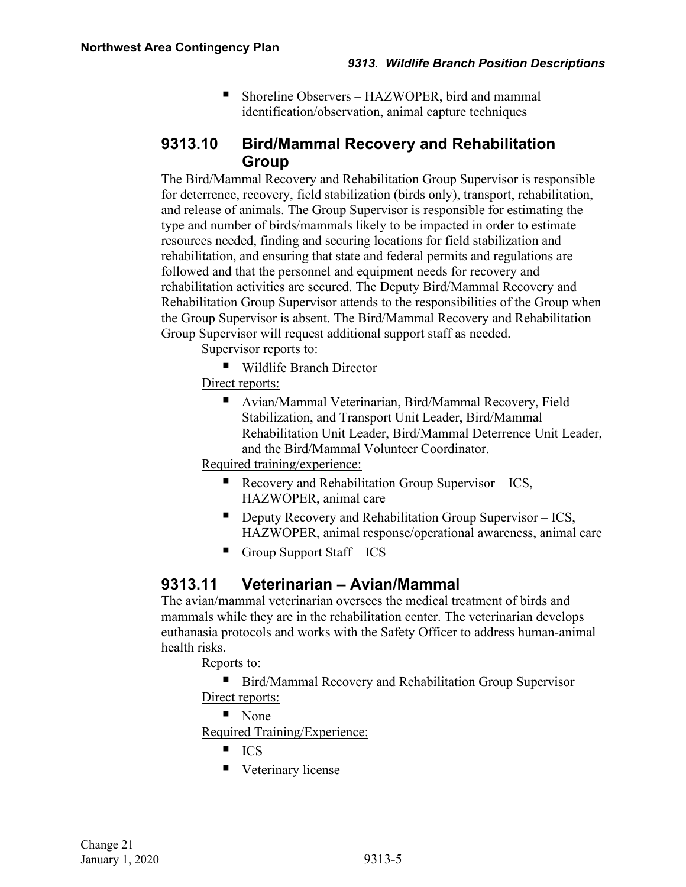- Shoreline Observers – HAZWOPER, bird and mammal identification/observation, animal capture techniques

## 9313.10 Bird/Mammal Recovery and Rehabilitation Group

The Bird/Mammal Recovery and Rehabilitation Group Supervisor is responsible for deterrence, recovery, field stabilization (birds only), transport, rehabilitation, and release of animals. The Group Supervisor is responsible for estimating the type and number of birds/mammals likely to be impacted in order to estimate resources needed, finding and securing locations for field stabilization and rehabilitation, and ensuring that state and federal permits and regulations are followed and that the personnel and equipment needs for recovery and rehabilitation activities are secured. The Deputy Bird/Mammal Recovery and Rehabilitation Group Supervisor attends to the responsibilities of the Group when the Group Supervisor is absent. The Bird/Mammal Recovery and Rehabilitation Group Supervisor will request additional support staff as needed.

Supervisor reports to:

- Wildlife Branch Director

Direct reports:

- Avian/Mammal Veterinarian, Bird/Mammal Recovery, Field Stabilization, and Transport Unit Leader, Bird/Mammal Rehabilitation Unit Leader, Bird/Mammal Deterrence Unit Leader, and the Bird/Mammal Volunteer Coordinator.

Required training/experience:

- Recovery and Rehabilitation Group Supervisor – ICS, HAZWOPER, animal care
- Deputy Recovery and Rehabilitation Group Supervisor – ICS, HAZWOPER, animal response/operational awareness, animal care
- Group Support Staff – ICS

## 9313.11 Veterinarian – Avian/Mammal

The avian/mammal veterinarian oversees the medical treatment of birds and mammals while they are in the rehabilitation center. The veterinarian develops euthanasia protocols and works with the Safety Officer to address human-animal health risks.

Reports to:

- Bird/Mammal Recovery and Rehabilitation Group Supervisor

Direct reports:

- None

Required Training/Experience:

- ICS
- Veterinary license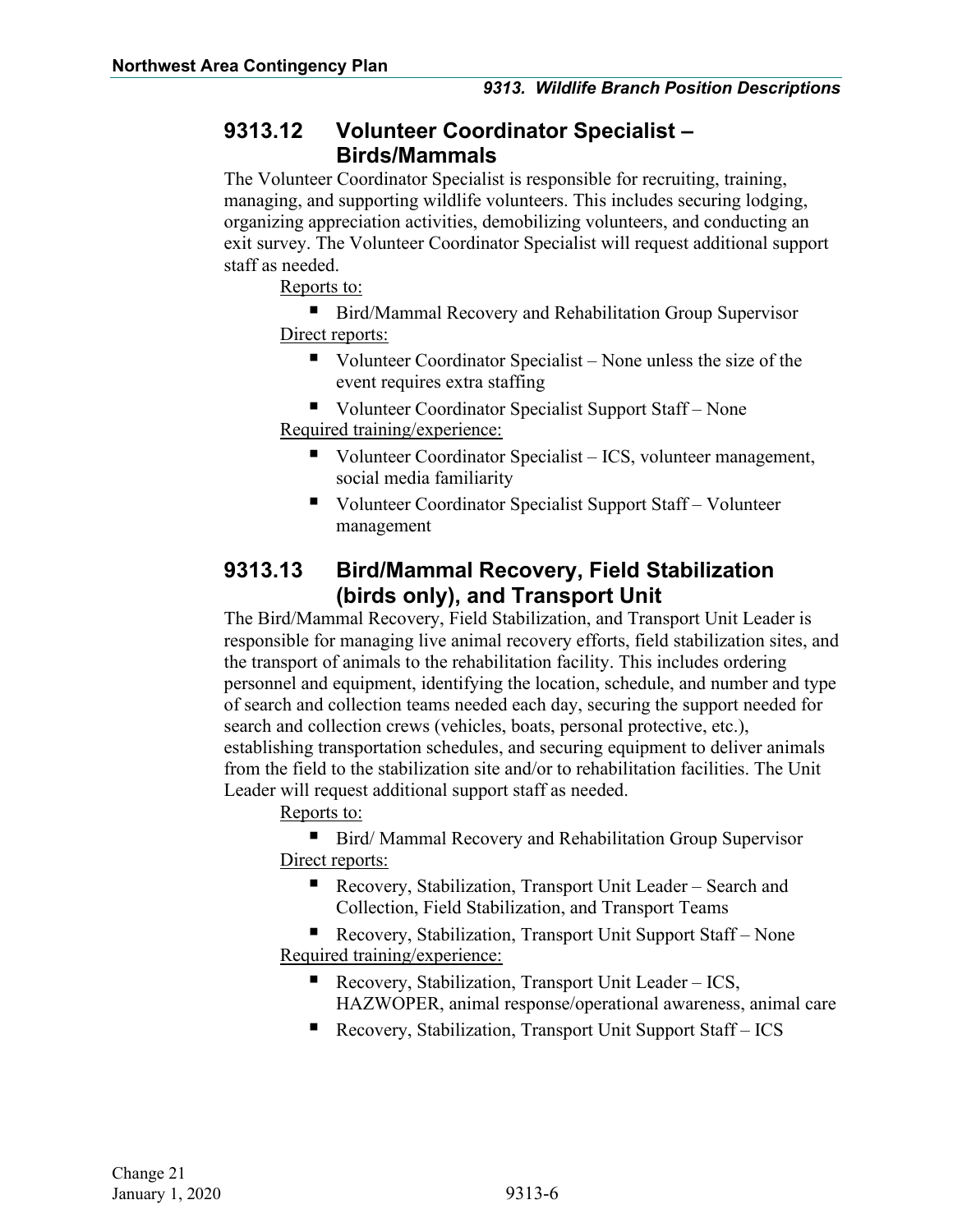## 9313.12 Volunteer Coordinator Specialist – Birds/Mammals

The Volunteer Coordinator Specialist is responsible for recruiting, training, managing, and supporting wildlife volunteers. This includes securing lodging, organizing appreciation activities, demobilizing volunteers, and conducting an exit survey. The Volunteer Coordinator Specialist will request additional support staff as needed.

Reports to:

- Bird/Mammal Recovery and Rehabilitation Group Supervisor

Direct reports:

- Volunteer Coordinator Specialist – None unless the size of the event requires extra staffing
- Volunteer Coordinator Specialist Support Staff – None

Required training/experience:

- Volunteer Coordinator Specialist – ICS, volunteer management, social media familiarity
- Volunteer Coordinator Specialist Support Staff – Volunteer management

## 9313.13 Bird/Mammal Recovery, Field Stabilization (birds only), and Transport Unit

The Bird/Mammal Recovery, Field Stabilization, and Transport Unit Leader is responsible for managing live animal recovery efforts, field stabilization sites, and the transport of animals to the rehabilitation facility. This includes ordering personnel and equipment, identifying the location, schedule, and number and type of search and collection teams needed each day, securing the support needed for search and collection crews (vehicles, boats, personal protective, etc.), establishing transportation schedules, and securing equipment to deliver animals from the field to the stabilization site and/or to rehabilitation facilities. The Unit Leader will request additional support staff as needed.

Reports to:

- Bird/ Mammal Recovery and Rehabilitation Group Supervisor

Direct reports:

- Recovery, Stabilization, Transport Unit Leader – Search and Collection, Field Stabilization, and Transport Teams
- Recovery, Stabilization, Transport Unit Support Staff – None

Required training/experience:

- Recovery, Stabilization, Transport Unit Leader – ICS, HAZWOPER, animal response/operational awareness, animal care
- Recovery, Stabilization, Transport Unit Support Staff – ICS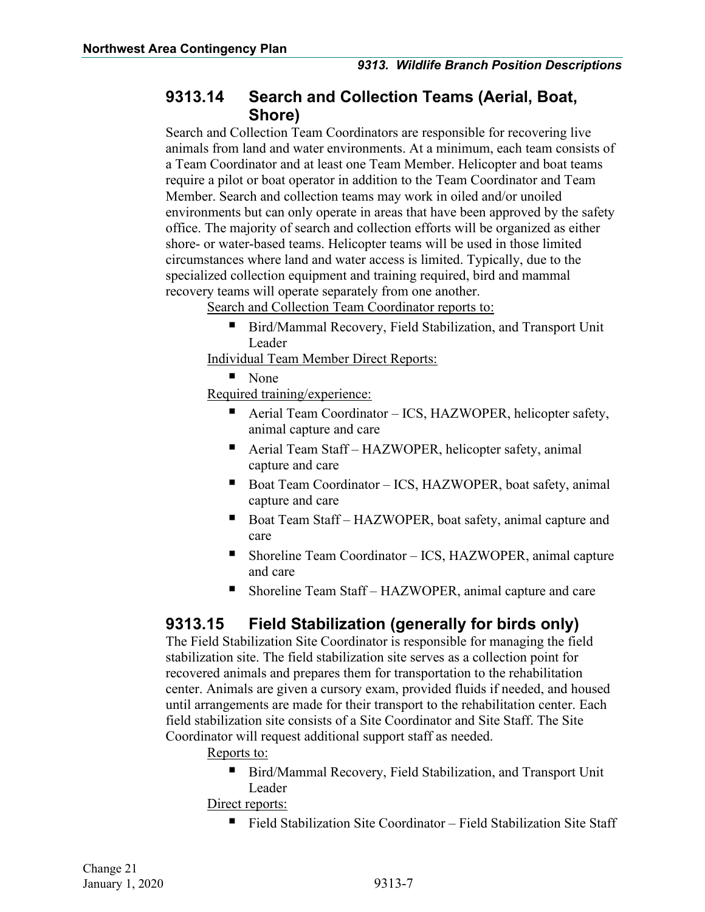## 9313.14 Search and Collection Teams (Aerial, Boat, Shore)

Search and Collection Team Coordinators are responsible for recovering live animals from land and water environments. At a minimum, each team consists of a Team Coordinator and at least one Team Member. Helicopter and boat teams require a pilot or boat operator in addition to the Team Coordinator and Team Member. Search and collection teams may work in oiled and/or unoiled environments but can only operate in areas that have been approved by the safety office. The majority of search and collection efforts will be organized as either shore- or water-based teams. Helicopter teams will be used in those limited circumstances where land and water access is limited. Typically, due to the specialized collection equipment and training required, bird and mammal recovery teams will operate separately from one another.

Search and Collection Team Coordinator reports to:

- Bird/Mammal Recovery, Field Stabilization, and Transport Unit Leader

Individual Team Member Direct Reports:

- None

Required training/experience:

- Aerial Team Coordinator – ICS, HAZWOPER, helicopter safety, animal capture and care
- Aerial Team Staff – HAZWOPER, helicopter safety, animal capture and care
- Boat Team Coordinator – ICS, HAZWOPER, boat safety, animal capture and care
- Boat Team Staff – HAZWOPER, boat safety, animal capture and care
- Shoreline Team Coordinator – ICS, HAZWOPER, animal capture and care
- Shoreline Team Staff – HAZWOPER, animal capture and care

## 9313.15 Field Stabilization (generally for birds only)

The Field Stabilization Site Coordinator is responsible for managing the field stabilization site. The field stabilization site serves as a collection point for recovered animals and prepares them for transportation to the rehabilitation center. Animals are given a cursory exam, provided fluids if needed, and housed until arrangements are made for their transport to the rehabilitation center. Each field stabilization site consists of a Site Coordinator and Site Staff. The Site Coordinator will request additional support staff as needed.

Reports to:

- Bird/Mammal Recovery, Field Stabilization, and Transport Unit Leader

Direct reports:

- Field Stabilization Site Coordinator – Field Stabilization Site Staff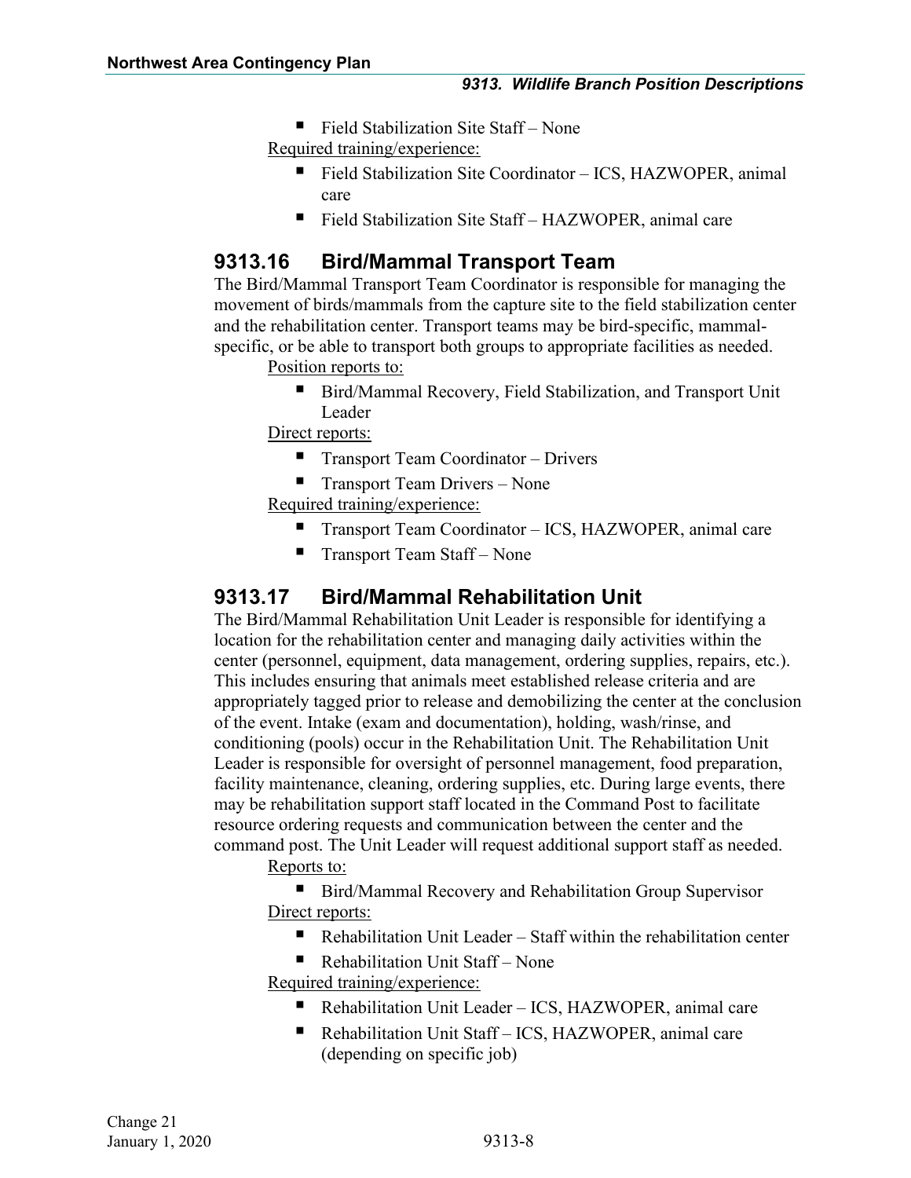- Field Stabilization Site Staff – None

Required training/experience:

- Field Stabilization Site Coordinator – ICS, HAZWOPER, animal care
- Field Stabilization Site Staff – HAZWOPER, animal care

## 9313.16 Bird/Mammal Transport Team

The Bird/Mammal Transport Team Coordinator is responsible for managing the movement of birds/mammals from the capture site to the field stabilization center and the rehabilitation center. Transport teams may be bird-specific, mammal-specific, or be able to transport both groups to appropriate facilities as needed.

Position reports to:

- Bird/Mammal Recovery, Field Stabilization, and Transport Unit Leader

Direct reports:

- Transport Team Coordinator – Drivers
- Transport Team Drivers – None

Required training/experience:

- Transport Team Coordinator – ICS, HAZWOPER, animal care
- Transport Team Staff – None

## 9313.17 Bird/Mammal Rehabilitation Unit

The Bird/Mammal Rehabilitation Unit Leader is responsible for identifying a location for the rehabilitation center and managing daily activities within the center (personnel, equipment, data management, ordering supplies, repairs, etc.). This includes ensuring that animals meet established release criteria and are appropriately tagged prior to release and demobilizing the center at the conclusion of the event. Intake (exam and documentation), holding, wash/rinse, and conditioning (pools) occur in the Rehabilitation Unit. The Rehabilitation Unit Leader is responsible for oversight of personnel management, food preparation, facility maintenance, cleaning, ordering supplies, etc. During large events, there may be rehabilitation support staff located in the Command Post to facilitate resource ordering requests and communication between the center and the command post. The Unit Leader will request additional support staff as needed.

Reports to:

- Bird/Mammal Recovery and Rehabilitation Group Supervisor

Direct reports:

- Rehabilitation Unit Leader – Staff within the rehabilitation center
- Rehabilitation Unit Staff – None

Required training/experience:

- Rehabilitation Unit Leader – ICS, HAZWOPER, animal care
- Rehabilitation Unit Staff – ICS, HAZWOPER, animal care (depending on specific job)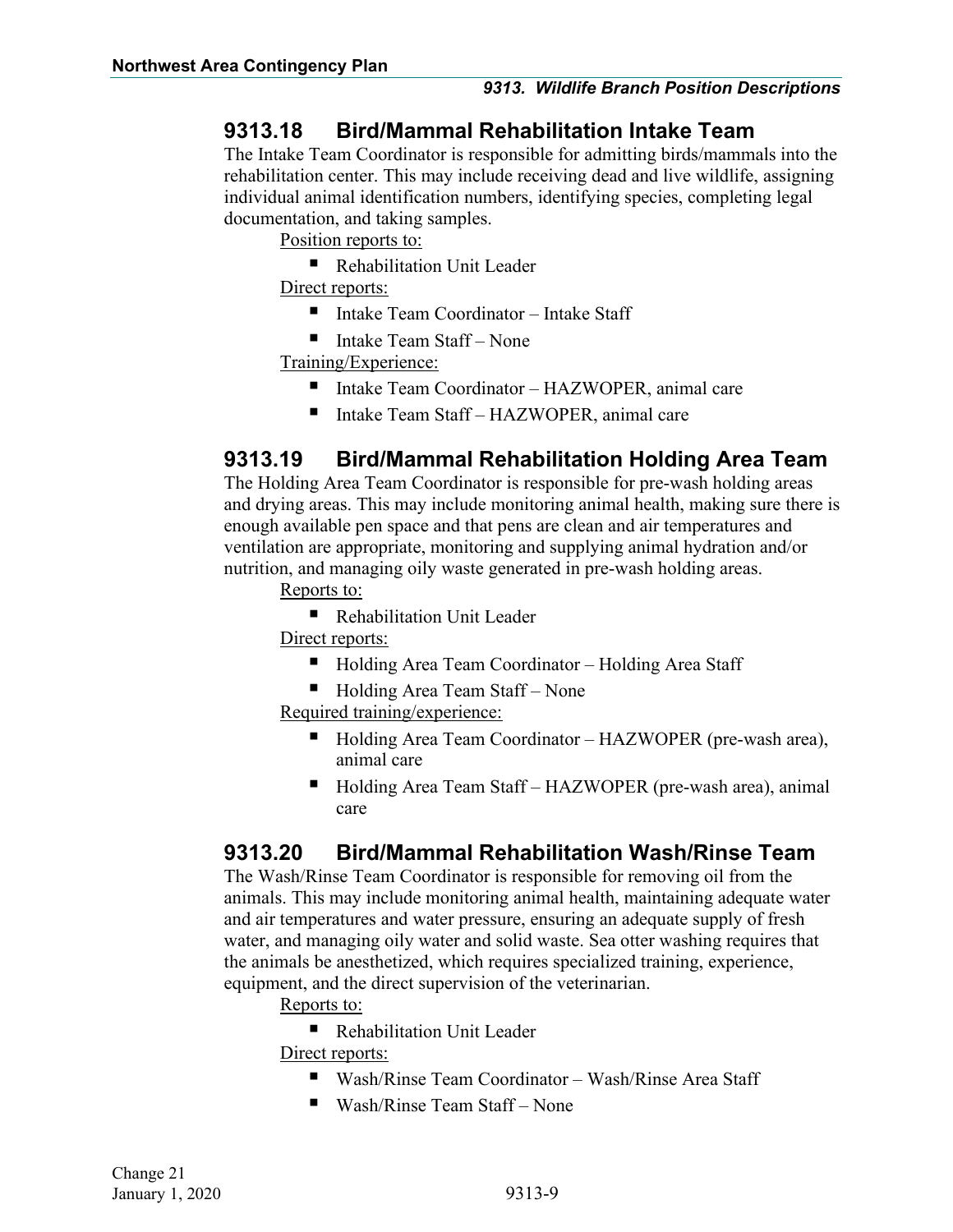## 9313.18 Bird/Mammal Rehabilitation Intake Team

The Intake Team Coordinator is responsible for admitting birds/mammals into the rehabilitation center. This may include receiving dead and live wildlife, assigning individual animal identification numbers, identifying species, completing legal documentation, and taking samples.

Position reports to:

- Rehabilitation Unit Leader

Direct reports:

- Intake Team Coordinator – Intake Staff
- Intake Team Staff – None

Training/Experience:

- Intake Team Coordinator – HAZWOPER, animal care
- Intake Team Staff – HAZWOPER, animal care

## 9313.19 Bird/Mammal Rehabilitation Holding Area Team

The Holding Area Team Coordinator is responsible for pre-wash holding areas and drying areas. This may include monitoring animal health, making sure there is enough available pen space and that pens are clean and air temperatures and ventilation are appropriate, monitoring and supplying animal hydration and/or nutrition, and managing oily waste generated in pre-wash holding areas.

Reports to:

- Rehabilitation Unit Leader

Direct reports:

- Holding Area Team Coordinator – Holding Area Staff
- Holding Area Team Staff – None

Required training/experience:

- Holding Area Team Coordinator – HAZWOPER (pre-wash area), animal care
- Holding Area Team Staff – HAZWOPER (pre-wash area), animal care

## 9313.20 Bird/Mammal Rehabilitation Wash/Rinse Team

The Wash/Rinse Team Coordinator is responsible for removing oil from the animals. This may include monitoring animal health, maintaining adequate water and air temperatures and water pressure, ensuring an adequate supply of fresh water, and managing oily water and solid waste. Sea otter washing requires that the animals be anesthetized, which requires specialized training, experience, equipment, and the direct supervision of the veterinarian.

Reports to:

- Rehabilitation Unit Leader

Direct reports:

- Wash/Rinse Team Coordinator – Wash/Rinse Area Staff
- Wash/Rinse Team Staff – None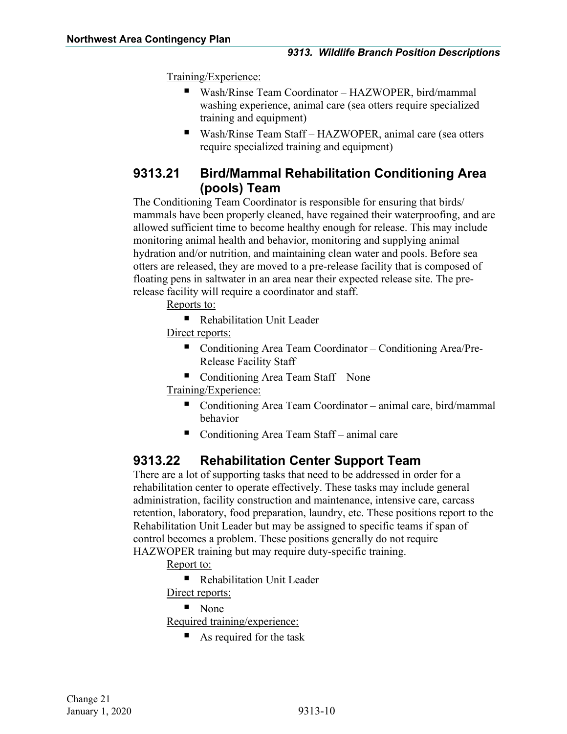Training/Experience:

- Wash/Rinse Team Coordinator – HAZWOPER, bird/mammal washing experience, animal care (sea otters require specialized training and equipment)
- Wash/Rinse Team Staff – HAZWOPER, animal care (sea otters require specialized training and equipment)

## 9313.21 Bird/Mammal Rehabilitation Conditioning Area (pools) Team

The Conditioning Team Coordinator is responsible for ensuring that birds/ mammals have been properly cleaned, have regained their waterproofing, and are allowed sufficient time to become healthy enough for release. This may include monitoring animal health and behavior, monitoring and supplying animal hydration and/or nutrition, and maintaining clean water and pools. Before sea otters are released, they are moved to a pre-release facility that is composed of floating pens in saltwater in an area near their expected release site. The pre-release facility will require a coordinator and staff.

Reports to:

- Rehabilitation Unit Leader

Direct reports:

- Conditioning Area Team Coordinator – Conditioning Area/Pre-Release Facility Staff
- Conditioning Area Team Staff – None

Training/Experience:

- Conditioning Area Team Coordinator – animal care, bird/mammal behavior
- Conditioning Area Team Staff – animal care

## 9313.22 Rehabilitation Center Support Team

There are a lot of supporting tasks that need to be addressed in order for a rehabilitation center to operate effectively. These tasks may include general administration, facility construction and maintenance, intensive care, carcass retention, laboratory, food preparation, laundry, etc. These positions report to the Rehabilitation Unit Leader but may be assigned to specific teams if span of control becomes a problem. These positions generally do not require HAZWOPER training but may require duty-specific training.

Report to:

- Rehabilitation Unit Leader

Direct reports:

- None

Required training/experience:

- As required for the task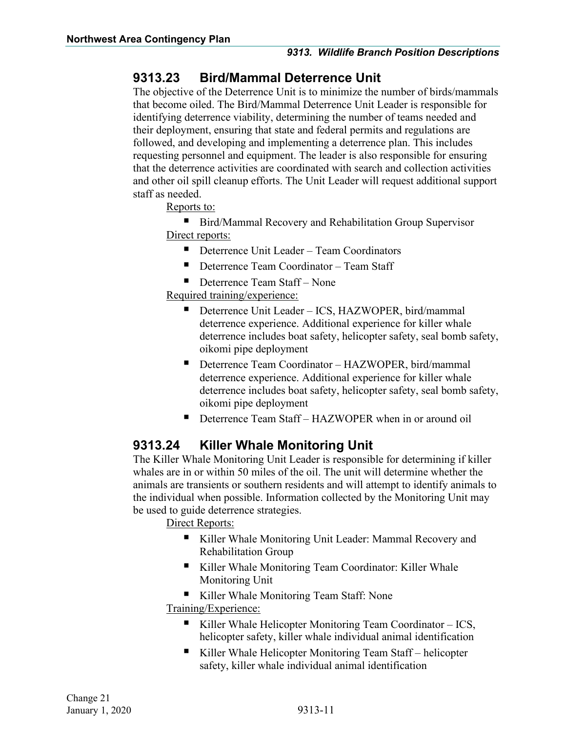## 9313.23 Bird/Mammal Deterrence Unit

The objective of the Deterrence Unit is to minimize the number of birds/mammals that become oiled. The Bird/Mammal Deterrence Unit Leader is responsible for identifying deterrence viability, determining the number of teams needed and their deployment, ensuring that state and federal permits and regulations are followed, and developing and implementing a deterrence plan. This includes requesting personnel and equipment. The leader is also responsible for ensuring that the deterrence activities are coordinated with search and collection activities and other oil spill cleanup efforts. The Unit Leader will request additional support staff as needed.

Reports to:

- Bird/Mammal Recovery and Rehabilitation Group Supervisor

Direct reports:

- Deterrence Unit Leader – Team Coordinators
- Deterrence Team Coordinator – Team Staff
- Deterrence Team Staff – None

Required training/experience:

- Deterrence Unit Leader – ICS, HAZWOPER, bird/mammal deterrence experience. Additional experience for killer whale deterrence includes boat safety, helicopter safety, seal bomb safety, oikomi pipe deployment
- Deterrence Team Coordinator – HAZWOPER, bird/mammal deterrence experience. Additional experience for killer whale deterrence includes boat safety, helicopter safety, seal bomb safety, oikomi pipe deployment
- Deterrence Team Staff – HAZWOPER when in or around oil

## 9313.24 Killer Whale Monitoring Unit

The Killer Whale Monitoring Unit Leader is responsible for determining if killer whales are in or within 50 miles of the oil. The unit will determine whether the animals are transients or southern residents and will attempt to identify animals to the individual when possible. Information collected by the Monitoring Unit may be used to guide deterrence strategies.

Direct Reports:

- Killer Whale Monitoring Unit Leader: Mammal Recovery and Rehabilitation Group
- Killer Whale Monitoring Team Coordinator: Killer Whale Monitoring Unit
- Killer Whale Monitoring Team Staff: None

Training/Experience:

- Killer Whale Helicopter Monitoring Team Coordinator – ICS, helicopter safety, killer whale individual animal identification
- Killer Whale Helicopter Monitoring Team Staff – helicopter safety, killer whale individual animal identification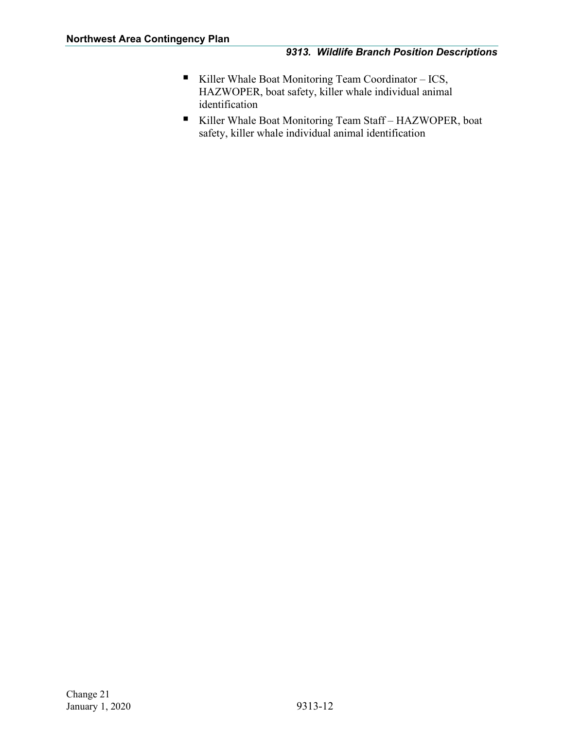- Killer Whale Boat Monitoring Team Coordinator – ICS, HAZWOPER, boat safety, killer whale individual animal identification
- Killer Whale Boat Monitoring Team Staff – HAZWOPER, boat safety, killer whale individual animal identification